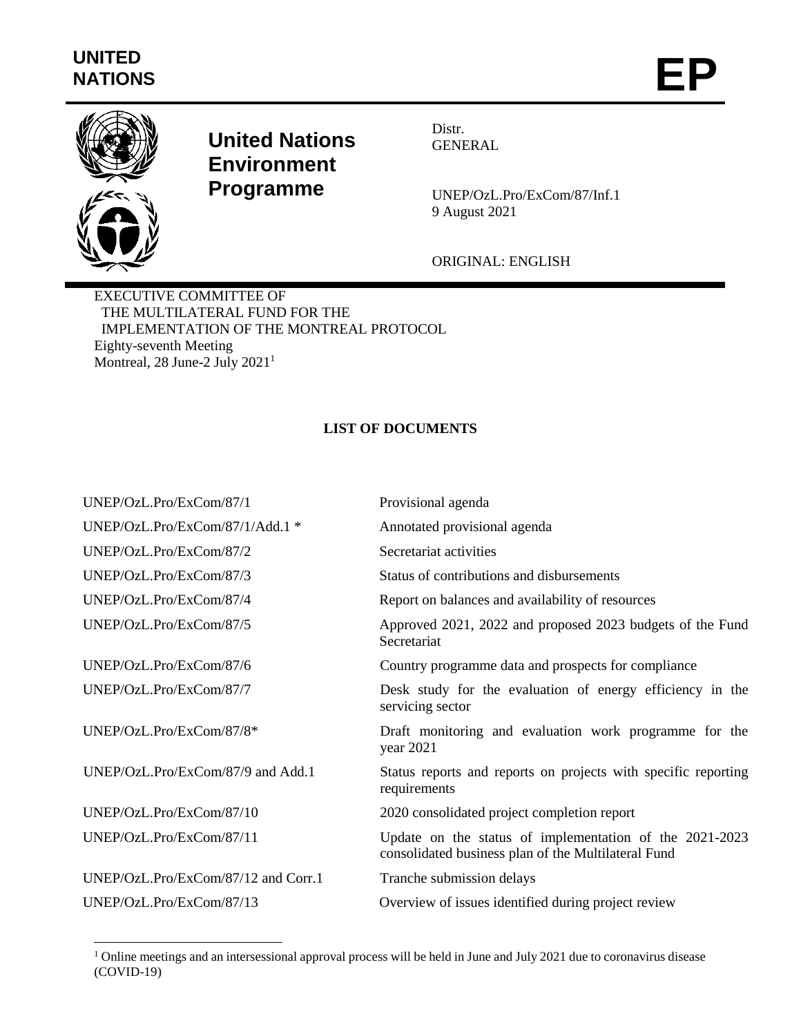UNITED NATIONS

# EP

**United Nations Environment Programme**

Distr.
GENERAL

UNEP/OzL.Pro/ExCom/87/Inf.1
9 August 2021

ORIGINAL: ENGLISH

EXECUTIVE COMMITTEE OF
THE MULTILATERAL FUND FOR THE
IMPLEMENTATION OF THE MONTREAL PROTOCOL
Eighty-seventh Meeting
Montreal, 28 June-2 July 2021[1]

## LIST OF DOCUMENTS

| | |
|---|---|
| UNEP/OzL.Pro/ExCom/87/1 | Provisional agenda |
| UNEP/OzL.Pro/ExCom/87/1/Add.1 * | Annotated provisional agenda |
| UNEP/OzL.Pro/ExCom/87/2 | Secretariat activities |
| UNEP/OzL.Pro/ExCom/87/3 | Status of contributions and disbursements |
| UNEP/OzL.Pro/ExCom/87/4 | Report on balances and availability of resources |
| UNEP/OzL.Pro/ExCom/87/5 | Approved 2021, 2022 and proposed 2023 budgets of the Fund Secretariat |
| UNEP/OzL.Pro/ExCom/87/6 | Country programme data and prospects for compliance |
| UNEP/OzL.Pro/ExCom/87/7 | Desk study for the evaluation of energy efficiency in the servicing sector |
| UNEP/OzL.Pro/ExCom/87/8* | Draft monitoring and evaluation work programme for the year 2021 |
| UNEP/OzL.Pro/ExCom/87/9 and Add.1 | Status reports and reports on projects with specific reporting requirements |
| UNEP/OzL.Pro/ExCom/87/10 | 2020 consolidated project completion report |
| UNEP/OzL.Pro/ExCom/87/11 | Update on the status of implementation of the 2021-2023 consolidated business plan of the Multilateral Fund |
| UNEP/OzL.Pro/ExCom/87/12 and Corr.1 | Tranche submission delays |
| UNEP/OzL.Pro/ExCom/87/13 | Overview of issues identified during project review |

[1] Online meetings and an intersessional approval process will be held in June and July 2021 due to coronavirus disease (COVID-19)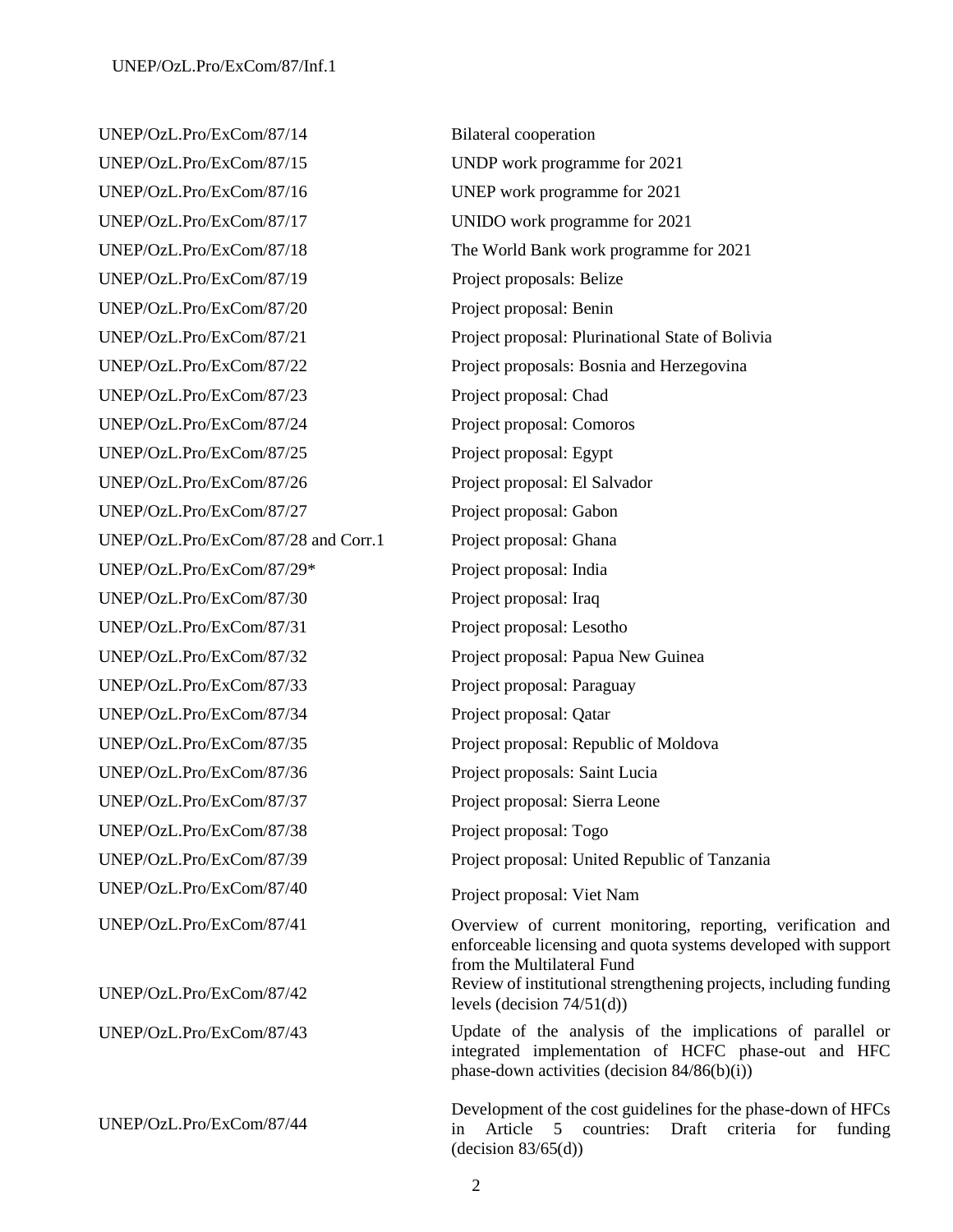| | |
|---|---|
| UNEP/OzL.Pro/ExCom/87/14 | Bilateral cooperation |
| UNEP/OzL.Pro/ExCom/87/15 | UNDP work programme for 2021 |
| UNEP/OzL.Pro/ExCom/87/16 | UNEP work programme for 2021 |
| UNEP/OzL.Pro/ExCom/87/17 | UNIDO work programme for 2021 |
| UNEP/OzL.Pro/ExCom/87/18 | The World Bank work programme for 2021 |
| UNEP/OzL.Pro/ExCom/87/19 | Project proposals: Belize |
| UNEP/OzL.Pro/ExCom/87/20 | Project proposal: Benin |
| UNEP/OzL.Pro/ExCom/87/21 | Project proposal: Plurinational State of Bolivia |
| UNEP/OzL.Pro/ExCom/87/22 | Project proposals: Bosnia and Herzegovina |
| UNEP/OzL.Pro/ExCom/87/23 | Project proposal: Chad |
| UNEP/OzL.Pro/ExCom/87/24 | Project proposal: Comoros |
| UNEP/OzL.Pro/ExCom/87/25 | Project proposal: Egypt |
| UNEP/OzL.Pro/ExCom/87/26 | Project proposal: El Salvador |
| UNEP/OzL.Pro/ExCom/87/27 | Project proposal: Gabon |
| UNEP/OzL.Pro/ExCom/87/28 and Corr.1 | Project proposal: Ghana |
| UNEP/OzL.Pro/ExCom/87/29* | Project proposal: India |
| UNEP/OzL.Pro/ExCom/87/30 | Project proposal: Iraq |
| UNEP/OzL.Pro/ExCom/87/31 | Project proposal: Lesotho |
| UNEP/OzL.Pro/ExCom/87/32 | Project proposal: Papua New Guinea |
| UNEP/OzL.Pro/ExCom/87/33 | Project proposal: Paraguay |
| UNEP/OzL.Pro/ExCom/87/34 | Project proposal: Qatar |
| UNEP/OzL.Pro/ExCom/87/35 | Project proposal: Republic of Moldova |
| UNEP/OzL.Pro/ExCom/87/36 | Project proposals: Saint Lucia |
| UNEP/OzL.Pro/ExCom/87/37 | Project proposal: Sierra Leone |
| UNEP/OzL.Pro/ExCom/87/38 | Project proposal: Togo |
| UNEP/OzL.Pro/ExCom/87/39 | Project proposal: United Republic of Tanzania |
| UNEP/OzL.Pro/ExCom/87/40 | Project proposal: Viet Nam |
| UNEP/OzL.Pro/ExCom/87/41 | Overview of current monitoring, reporting, verification and enforceable licensing and quota systems developed with support from the Multilateral Fund |
| UNEP/OzL.Pro/ExCom/87/42 | Review of institutional strengthening projects, including funding levels (decision 74/51(d)) |
| UNEP/OzL.Pro/ExCom/87/43 | Update of the analysis of the implications of parallel or integrated implementation of HCFC phase-out and HFC phase-down activities (decision 84/86(b)(i)) |
| UNEP/OzL.Pro/ExCom/87/44 | Development of the cost guidelines for the phase-down of HFCs in Article 5 countries: Draft criteria for funding (decision 83/65(d)) |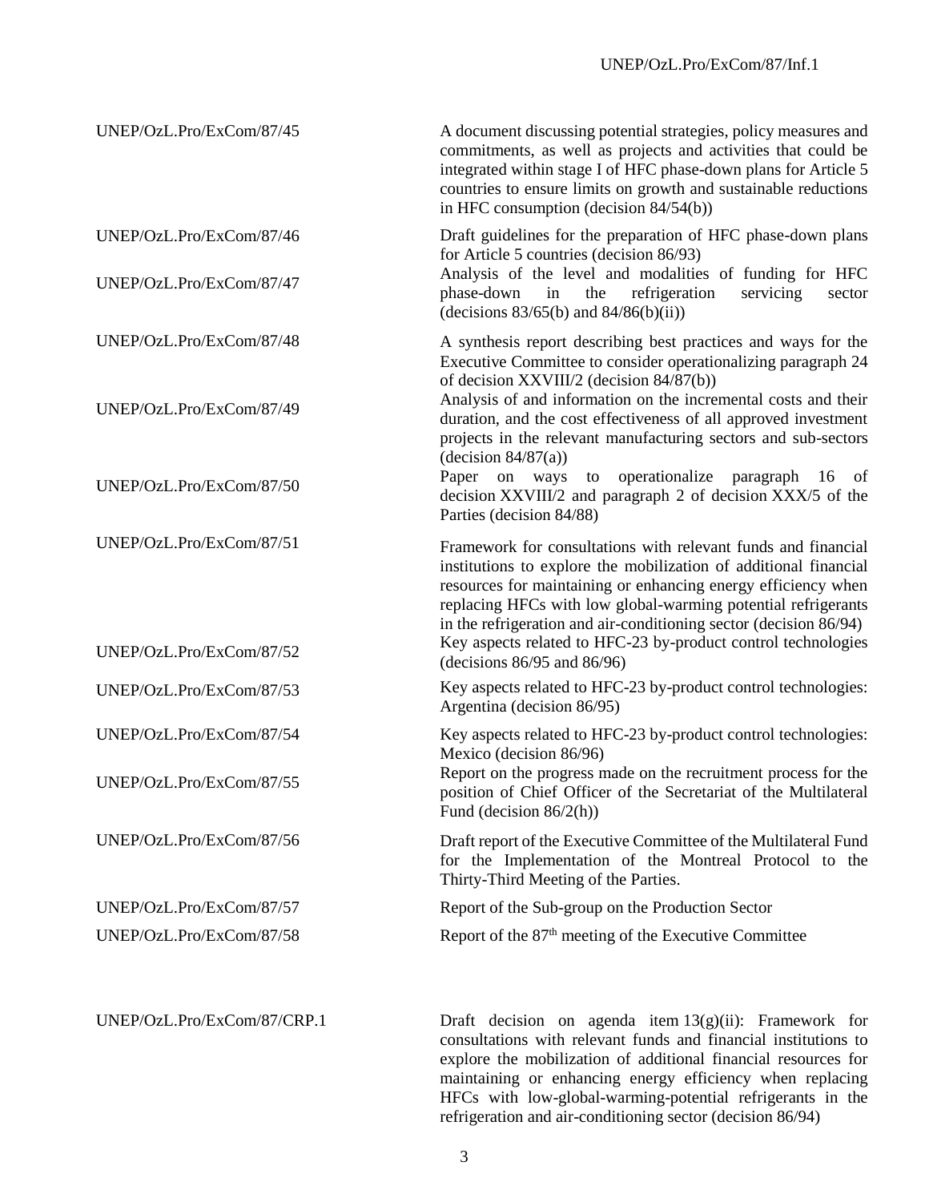| | |
|---|---|
| UNEP/OzL.Pro/ExCom/87/45 | A document discussing potential strategies, policy measures and commitments, as well as projects and activities that could be integrated within stage I of HFC phase-down plans for Article 5 countries to ensure limits on growth and sustainable reductions in HFC consumption (decision 84/54(b)) |
| UNEP/OzL.Pro/ExCom/87/46 | Draft guidelines for the preparation of HFC phase-down plans for Article 5 countries (decision 86/93) |
| UNEP/OzL.Pro/ExCom/87/47 | Analysis of the level and modalities of funding for HFC phase-down in the refrigeration servicing sector (decisions 83/65(b) and 84/86(b)(ii)) |
| UNEP/OzL.Pro/ExCom/87/48 | A synthesis report describing best practices and ways for the Executive Committee to consider operationalizing paragraph 24 of decision XXVIII/2 (decision 84/87(b)) |
| UNEP/OzL.Pro/ExCom/87/49 | Analysis of and information on the incremental costs and their duration, and the cost effectiveness of all approved investment projects in the relevant manufacturing sectors and sub-sectors (decision 84/87(a)) |
| UNEP/OzL.Pro/ExCom/87/50 | Paper on ways to operationalize paragraph 16 of decision XXVIII/2 and paragraph 2 of decision XXX/5 of the Parties (decision 84/88) |
| UNEP/OzL.Pro/ExCom/87/51 | Framework for consultations with relevant funds and financial institutions to explore the mobilization of additional financial resources for maintaining or enhancing energy efficiency when replacing HFCs with low global-warming potential refrigerants in the refrigeration and air-conditioning sector (decision 86/94) |
| UNEP/OzL.Pro/ExCom/87/52 | Key aspects related to HFC-23 by-product control technologies (decisions 86/95 and 86/96) |
| UNEP/OzL.Pro/ExCom/87/53 | Key aspects related to HFC-23 by-product control technologies: Argentina (decision 86/95) |
| UNEP/OzL.Pro/ExCom/87/54 | Key aspects related to HFC-23 by-product control technologies: Mexico (decision 86/96) |
| UNEP/OzL.Pro/ExCom/87/55 | Report on the progress made on the recruitment process for the position of Chief Officer of the Secretariat of the Multilateral Fund (decision 86/2(h)) |
| UNEP/OzL.Pro/ExCom/87/56 | Draft report of the Executive Committee of the Multilateral Fund for the Implementation of the Montreal Protocol to the Thirty-Third Meeting of the Parties. |
| UNEP/OzL.Pro/ExCom/87/57 | Report of the Sub-group on the Production Sector |
| UNEP/OzL.Pro/ExCom/87/58 | Report of the 87th meeting of the Executive Committee |
| | |
| UNEP/OzL.Pro/ExCom/87/CRP.1 | Draft decision on agenda item 13(g)(ii): Framework for consultations with relevant funds and financial institutions to explore the mobilization of additional financial resources for maintaining or enhancing energy efficiency when replacing HFCs with low-global-warming-potential refrigerants in the refrigeration and air-conditioning sector (decision 86/94) |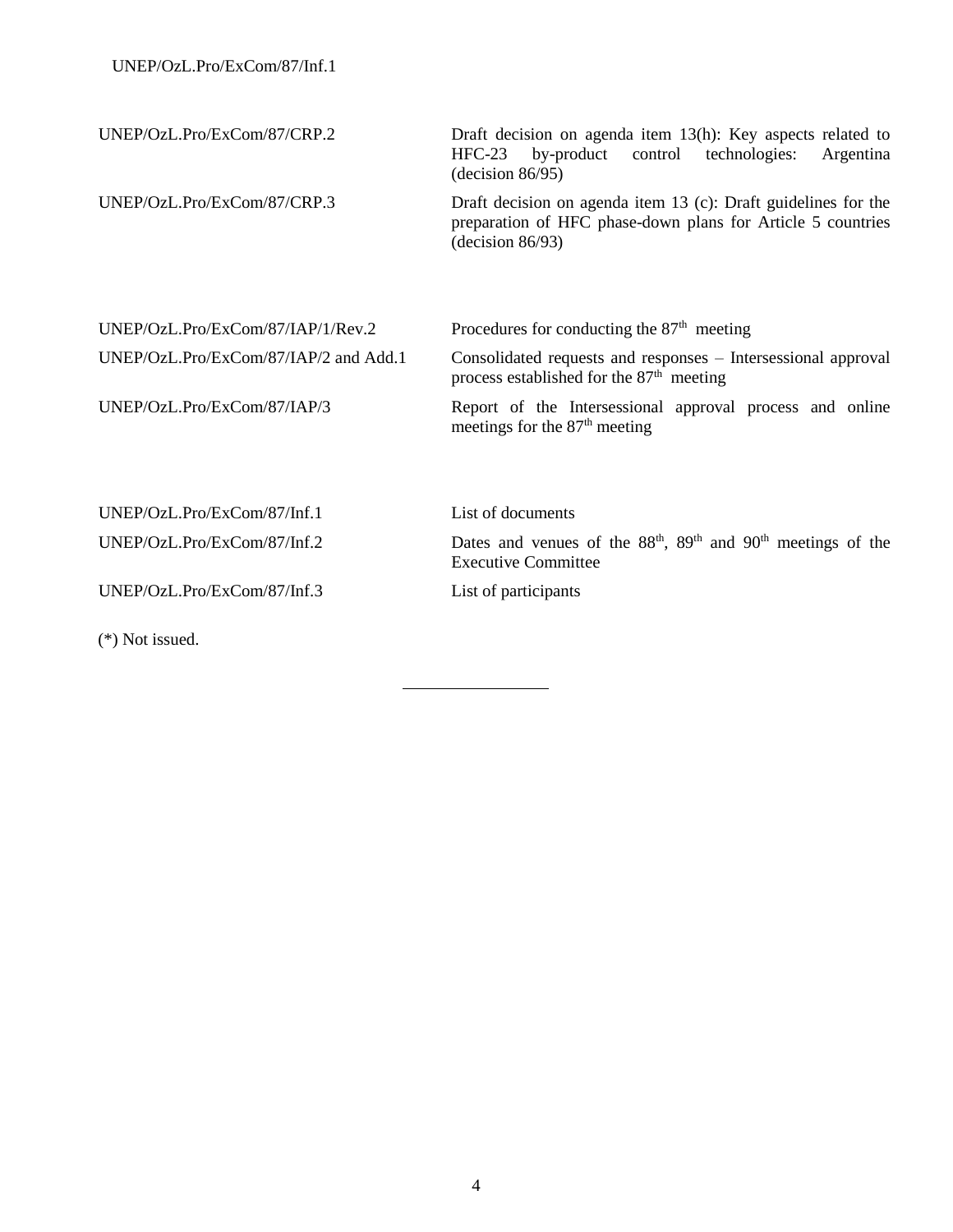| | |
|---|---|
| UNEP/OzL.Pro/ExCom/87/CRP.2 | Draft decision on agenda item 13(h): Key aspects related to HFC-23 by-product control technologies: Argentina (decision 86/95) |
| UNEP/OzL.Pro/ExCom/87/CRP.3 | Draft decision on agenda item 13 (c): Draft guidelines for the preparation of HFC phase-down plans for Article 5 countries (decision 86/93) |
| | |
| UNEP/OzL.Pro/ExCom/87/IAP/1/Rev.2 | Procedures for conducting the 87th meeting |
| UNEP/OzL.Pro/ExCom/87/IAP/2 and Add.1 | Consolidated requests and responses – Intersessional approval process established for the 87th meeting |
| UNEP/OzL.Pro/ExCom/87/IAP/3 | Report of the Intersessional approval process and online meetings for the 87th meeting |
| | |
| UNEP/OzL.Pro/ExCom/87/Inf.1 | List of documents |
| UNEP/OzL.Pro/ExCom/87/Inf.2 | Dates and venues of the 88th, 89th and 90th meetings of the Executive Committee |
| UNEP/OzL.Pro/ExCom/87/Inf.3 | List of participants |

(*) Not issued.